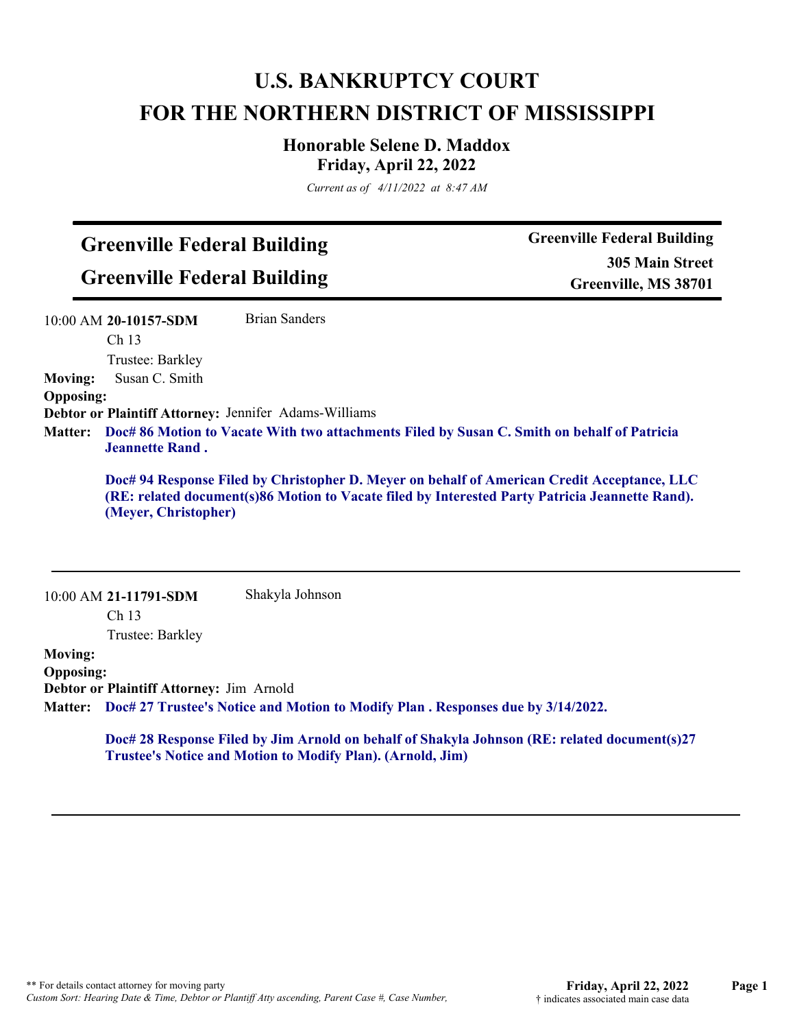# U.S. BANKRUPTCY COURT
# FOR THE NORTHERN DISTRICT OF MISSISSIPPI

### Honorable Selene D. Maddox
### Friday, April 22, 2022

*Current as of 4/11/2022 at 8:47 AM*

---

## Greenville Federal Building
## Greenville Federal Building

**Greenville Federal Building**
**305 Main Street**
**Greenville, MS 38701**

---

10:00 AM **20-10157-SDM** Brian Sanders
Ch 13
Trustee: Barkley

**Moving:** Susan C. Smith
**Opposing:**
**Debtor or Plaintiff Attorney:** Jennifer Adams-Williams
**Matter:** **Doc# 86 Motion to Vacate With two attachments Filed by Susan C. Smith on behalf of Patricia Jeannette Rand .**

**Doc# 94 Response Filed by Christopher D. Meyer on behalf of American Credit Acceptance, LLC (RE: related document(s)86 Motion to Vacate filed by Interested Party Patricia Jeannette Rand). (Meyer, Christopher)**

---

10:00 AM **21-11791-SDM** Shakyla Johnson
Ch 13
Trustee: Barkley

**Moving:**
**Opposing:**
**Debtor or Plaintiff Attorney:** Jim Arnold
**Matter:** **Doc# 27 Trustee's Notice and Motion to Modify Plan . Responses due by 3/14/2022.**

**Doc# 28 Response Filed by Jim Arnold on behalf of Shakyla Johnson (RE: related document(s)27 Trustee's Notice and Motion to Modify Plan). (Arnold, Jim)**

---

** For details contact attorney for moving party
*Custom Sort: Hearing Date & Time, Debtor or Plantiff Atty ascending, Parent Case #, Case Number,*
† indicates associated main case data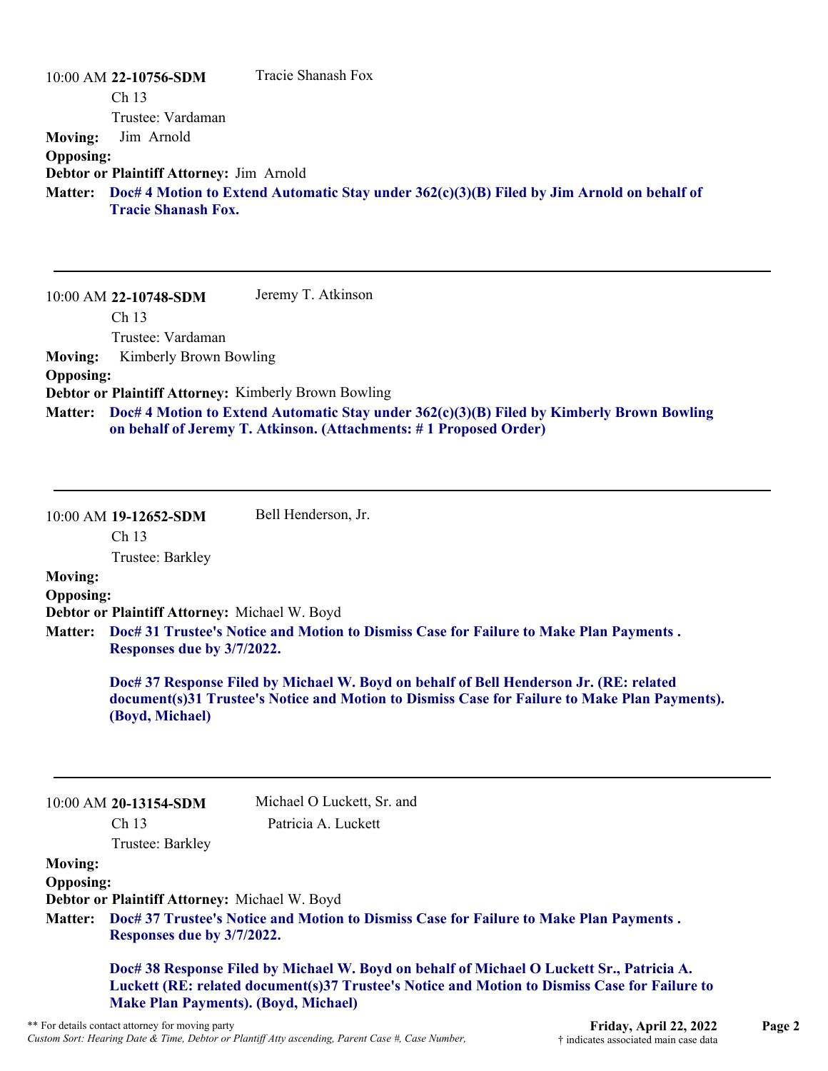10:00 AM **22-10756-SDM** Tracie Shanash Fox
Ch 13
Trustee: Vardaman

**Moving:** Jim Arnold
**Opposing:**
**Debtor or Plaintiff Attorney:** Jim Arnold
**Matter:** **Doc# 4 Motion to Extend Automatic Stay under 362(c)(3)(B) Filed by Jim Arnold on behalf of Tracie Shanash Fox.**

---

10:00 AM **22-10748-SDM** Jeremy T. Atkinson
Ch 13
Trustee: Vardaman

**Moving:** Kimberly Brown Bowling
**Opposing:**
**Debtor or Plaintiff Attorney:** Kimberly Brown Bowling
**Matter:** **Doc# 4 Motion to Extend Automatic Stay under 362(c)(3)(B) Filed by Kimberly Brown Bowling on behalf of Jeremy T. Atkinson. (Attachments: # 1 Proposed Order)**

---

10:00 AM **19-12652-SDM** Bell Henderson, Jr.
Ch 13
Trustee: Barkley

**Moving:**
**Opposing:**
**Debtor or Plaintiff Attorney:** Michael W. Boyd
**Matter:** **Doc# 31 Trustee's Notice and Motion to Dismiss Case for Failure to Make Plan Payments . Responses due by 3/7/2022.**

**Doc# 37 Response Filed by Michael W. Boyd on behalf of Bell Henderson Jr. (RE: related document(s)31 Trustee's Notice and Motion to Dismiss Case for Failure to Make Plan Payments). (Boyd, Michael)**

---

10:00 AM **20-13154-SDM** Michael O Luckett, Sr. and Patricia A. Luckett
Ch 13
Trustee: Barkley

**Moving:**
**Opposing:**
**Debtor or Plaintiff Attorney:** Michael W. Boyd
**Matter:** **Doc# 37 Trustee's Notice and Motion to Dismiss Case for Failure to Make Plan Payments . Responses due by 3/7/2022.**

**Doc# 38 Response Filed by Michael W. Boyd on behalf of Michael O Luckett Sr., Patricia A. Luckett (RE: related document(s)37 Trustee's Notice and Motion to Dismiss Case for Failure to Make Plan Payments). (Boyd, Michael)**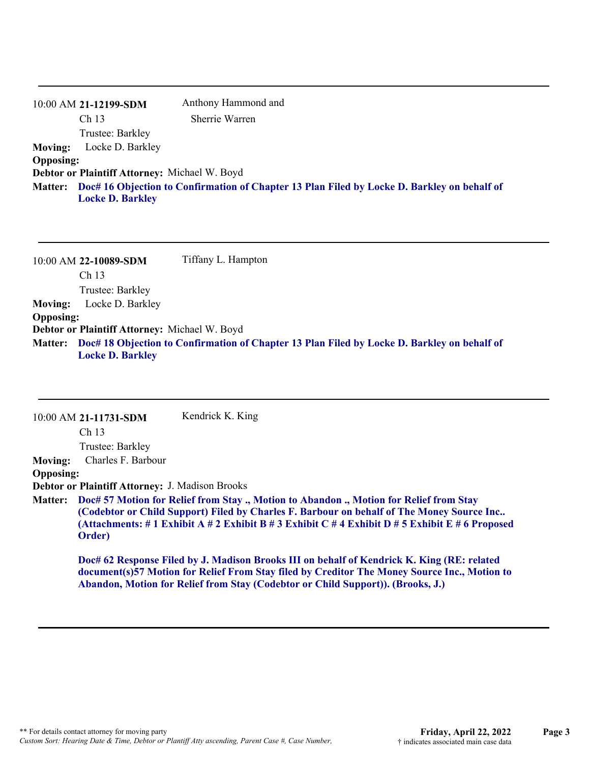---

10:00 AM **21-12199-SDM** Anthony Hammond and Sherrie Warren

Ch 13

Trustee: Barkley

**Moving:** Locke D. Barkley

**Opposing:**

**Debtor or Plaintiff Attorney:** Michael W. Boyd

**Matter:** **Doc# 16 Objection to Confirmation of Chapter 13 Plan Filed by Locke D. Barkley on behalf of Locke D. Barkley**

---

10:00 AM **22-10089-SDM** Tiffany L. Hampton

Ch 13

Trustee: Barkley

**Moving:** Locke D. Barkley

**Opposing:**

**Debtor or Plaintiff Attorney:** Michael W. Boyd

**Matter:** **Doc# 18 Objection to Confirmation of Chapter 13 Plan Filed by Locke D. Barkley on behalf of Locke D. Barkley**

---

10:00 AM **21-11731-SDM** Kendrick K. King

Ch 13

Trustee: Barkley

**Moving:** Charles F. Barbour

**Opposing:**

**Debtor or Plaintiff Attorney:** J. Madison Brooks

**Matter:** **Doc# 57 Motion for Relief from Stay ., Motion to Abandon ., Motion for Relief from Stay (Codebtor or Child Support) Filed by Charles F. Barbour on behalf of The Money Source Inc.. (Attachments: # 1 Exhibit A # 2 Exhibit B # 3 Exhibit C # 4 Exhibit D # 5 Exhibit E # 6 Proposed Order)**

**Doc# 62 Response Filed by J. Madison Brooks III on behalf of Kendrick K. King (RE: related document(s)57 Motion for Relief From Stay filed by Creditor The Money Source Inc., Motion to Abandon, Motion for Relief from Stay (Codebtor or Child Support)). (Brooks, J.)**

---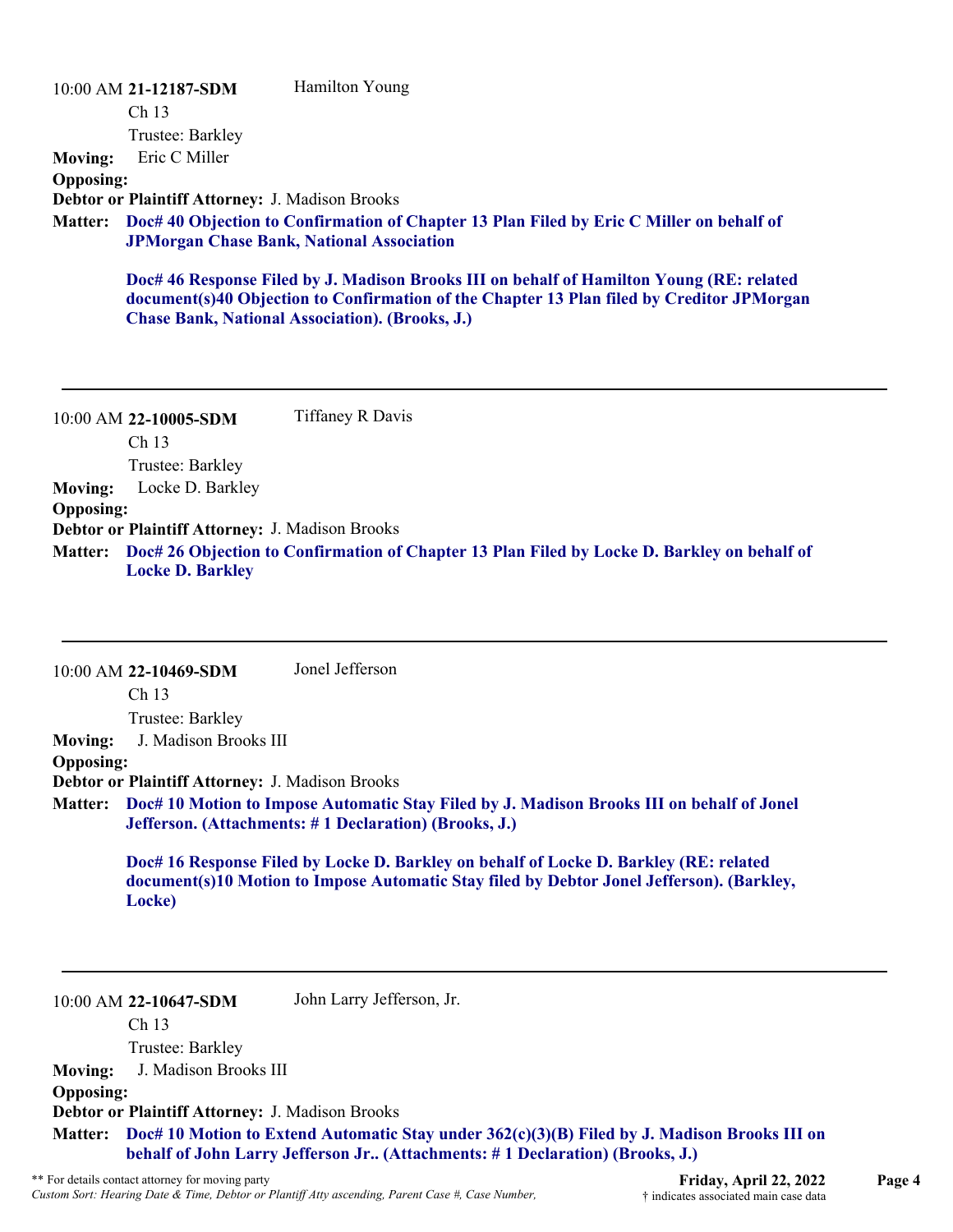10:00 AM **21-12187-SDM** Hamilton Young
Ch 13
Trustee: Barkley

**Moving:** Eric C Miller

**Opposing:**

**Debtor or Plaintiff Attorney:** J. Madison Brooks

**Matter:** **Doc# 40 Objection to Confirmation of Chapter 13 Plan Filed by Eric C Miller on behalf of JPMorgan Chase Bank, National Association**

**Doc# 46 Response Filed by J. Madison Brooks III on behalf of Hamilton Young (RE: related document(s)40 Objection to Confirmation of the Chapter 13 Plan filed by Creditor JPMorgan Chase Bank, National Association). (Brooks, J.)**

---

10:00 AM **22-10005-SDM** Tiffaney R Davis
Ch 13
Trustee: Barkley

**Moving:** Locke D. Barkley

**Opposing:**

**Debtor or Plaintiff Attorney:** J. Madison Brooks

**Matter:** **Doc# 26 Objection to Confirmation of Chapter 13 Plan Filed by Locke D. Barkley on behalf of Locke D. Barkley**

---

10:00 AM **22-10469-SDM** Jonel Jefferson
Ch 13
Trustee: Barkley

**Moving:** J. Madison Brooks III

**Opposing:**

**Debtor or Plaintiff Attorney:** J. Madison Brooks

**Matter:** **Doc# 10 Motion to Impose Automatic Stay Filed by J. Madison Brooks III on behalf of Jonel Jefferson. (Attachments: # 1 Declaration) (Brooks, J.)**

**Doc# 16 Response Filed by Locke D. Barkley on behalf of Locke D. Barkley (RE: related document(s)10 Motion to Impose Automatic Stay filed by Debtor Jonel Jefferson). (Barkley, Locke)**

---

10:00 AM **22-10647-SDM** John Larry Jefferson, Jr.
Ch 13
Trustee: Barkley

**Moving:** J. Madison Brooks III

**Opposing:**

**Debtor or Plaintiff Attorney:** J. Madison Brooks

**Matter:** **Doc# 10 Motion to Extend Automatic Stay under 362(c)(3)(B) Filed by J. Madison Brooks III on behalf of John Larry Jefferson Jr.. (Attachments: # 1 Declaration) (Brooks, J.)**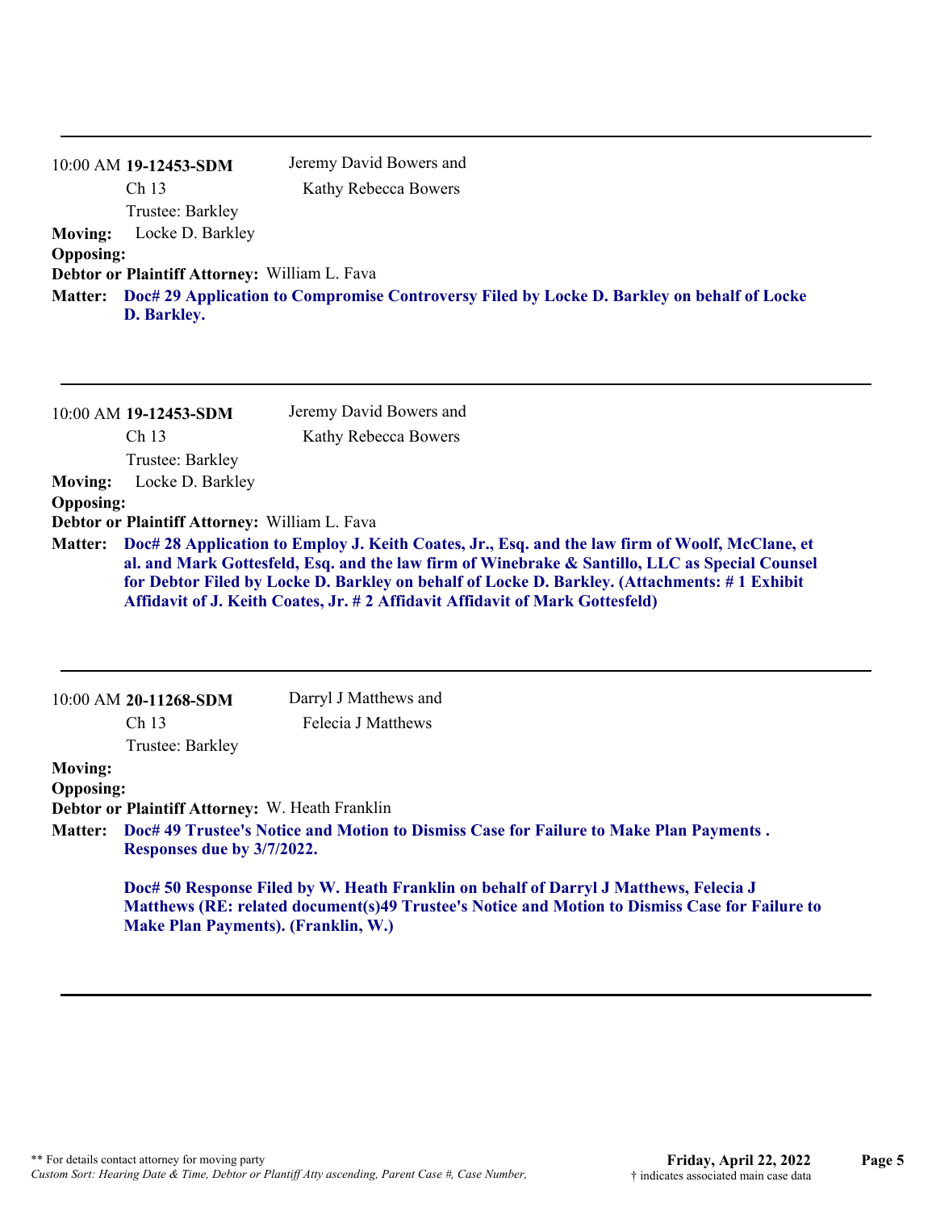---

10:00 AM **19-12453-SDM** Jeremy David Bowers and Kathy Rebecca Bowers

Ch 13

Trustee: Barkley

**Moving:** Locke D. Barkley

**Opposing:**

**Debtor or Plaintiff Attorney:** William L. Fava

**Matter:** **Doc# 29 Application to Compromise Controversy Filed by Locke D. Barkley on behalf of Locke D. Barkley.**

---

10:00 AM **19-12453-SDM** Jeremy David Bowers and Kathy Rebecca Bowers

Ch 13

Trustee: Barkley

**Moving:** Locke D. Barkley

**Opposing:**

**Debtor or Plaintiff Attorney:** William L. Fava

**Matter:** **Doc# 28 Application to Employ J. Keith Coates, Jr., Esq. and the law firm of Woolf, McClane, et al. and Mark Gottesfeld, Esq. and the law firm of Winebrake & Santillo, LLC as Special Counsel for Debtor Filed by Locke D. Barkley on behalf of Locke D. Barkley. (Attachments: # 1 Exhibit Affidavit of J. Keith Coates, Jr. # 2 Affidavit Affidavit of Mark Gottesfeld)**

---

10:00 AM **20-11268-SDM** Darryl J Matthews and Felecia J Matthews

Ch 13

Trustee: Barkley

**Moving:**

**Opposing:**

**Debtor or Plaintiff Attorney:** W. Heath Franklin

**Matter:** **Doc# 49 Trustee's Notice and Motion to Dismiss Case for Failure to Make Plan Payments . Responses due by 3/7/2022.**

**Doc# 50 Response Filed by W. Heath Franklin on behalf of Darryl J Matthews, Felecia J Matthews (RE: related document(s)49 Trustee's Notice and Motion to Dismiss Case for Failure to Make Plan Payments). (Franklin, W.)**

---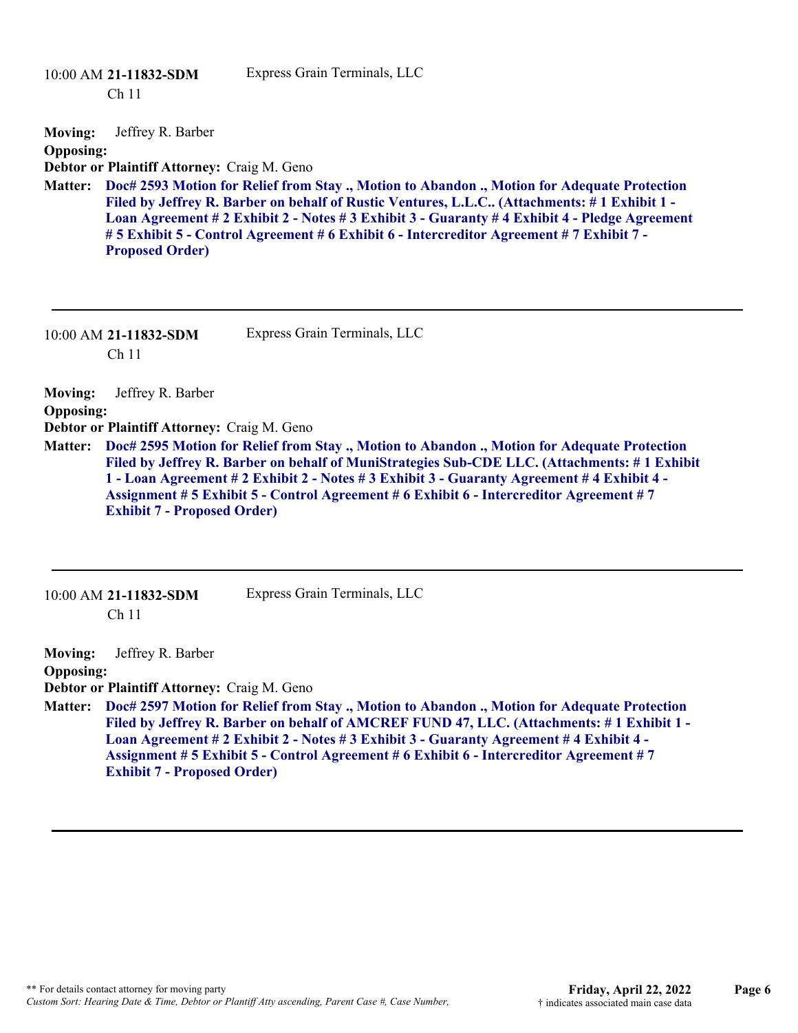10:00 AM **21-11832-SDM** Express Grain Terminals, LLC
Ch 11

**Moving:** Jeffrey R. Barber
**Opposing:**
**Debtor or Plaintiff Attorney:** Craig M. Geno
**Matter:** **Doc# 2593 Motion for Relief from Stay ., Motion to Abandon ., Motion for Adequate Protection Filed by Jeffrey R. Barber on behalf of Rustic Ventures, L.L.C.. (Attachments: # 1 Exhibit 1 - Loan Agreement # 2 Exhibit 2 - Notes # 3 Exhibit 3 - Guaranty # 4 Exhibit 4 - Pledge Agreement # 5 Exhibit 5 - Control Agreement # 6 Exhibit 6 - Intercreditor Agreement # 7 Exhibit 7 - Proposed Order)**

---

10:00 AM **21-11832-SDM** Express Grain Terminals, LLC
Ch 11

**Moving:** Jeffrey R. Barber
**Opposing:**
**Debtor or Plaintiff Attorney:** Craig M. Geno
**Matter:** **Doc# 2595 Motion for Relief from Stay ., Motion to Abandon ., Motion for Adequate Protection Filed by Jeffrey R. Barber on behalf of MuniStrategies Sub-CDE LLC. (Attachments: # 1 Exhibit 1 - Loan Agreement # 2 Exhibit 2 - Notes # 3 Exhibit 3 - Guaranty Agreement # 4 Exhibit 4 - Assignment # 5 Exhibit 5 - Control Agreement # 6 Exhibit 6 - Intercreditor Agreement # 7 Exhibit 7 - Proposed Order)**

---

10:00 AM **21-11832-SDM** Express Grain Terminals, LLC
Ch 11

**Moving:** Jeffrey R. Barber
**Opposing:**
**Debtor or Plaintiff Attorney:** Craig M. Geno
**Matter:** **Doc# 2597 Motion for Relief from Stay ., Motion to Abandon ., Motion for Adequate Protection Filed by Jeffrey R. Barber on behalf of AMCREF FUND 47, LLC. (Attachments: # 1 Exhibit 1 - Loan Agreement # 2 Exhibit 2 - Notes # 3 Exhibit 3 - Guaranty Agreement # 4 Exhibit 4 - Assignment # 5 Exhibit 5 - Control Agreement # 6 Exhibit 6 - Intercreditor Agreement # 7 Exhibit 7 - Proposed Order)**

---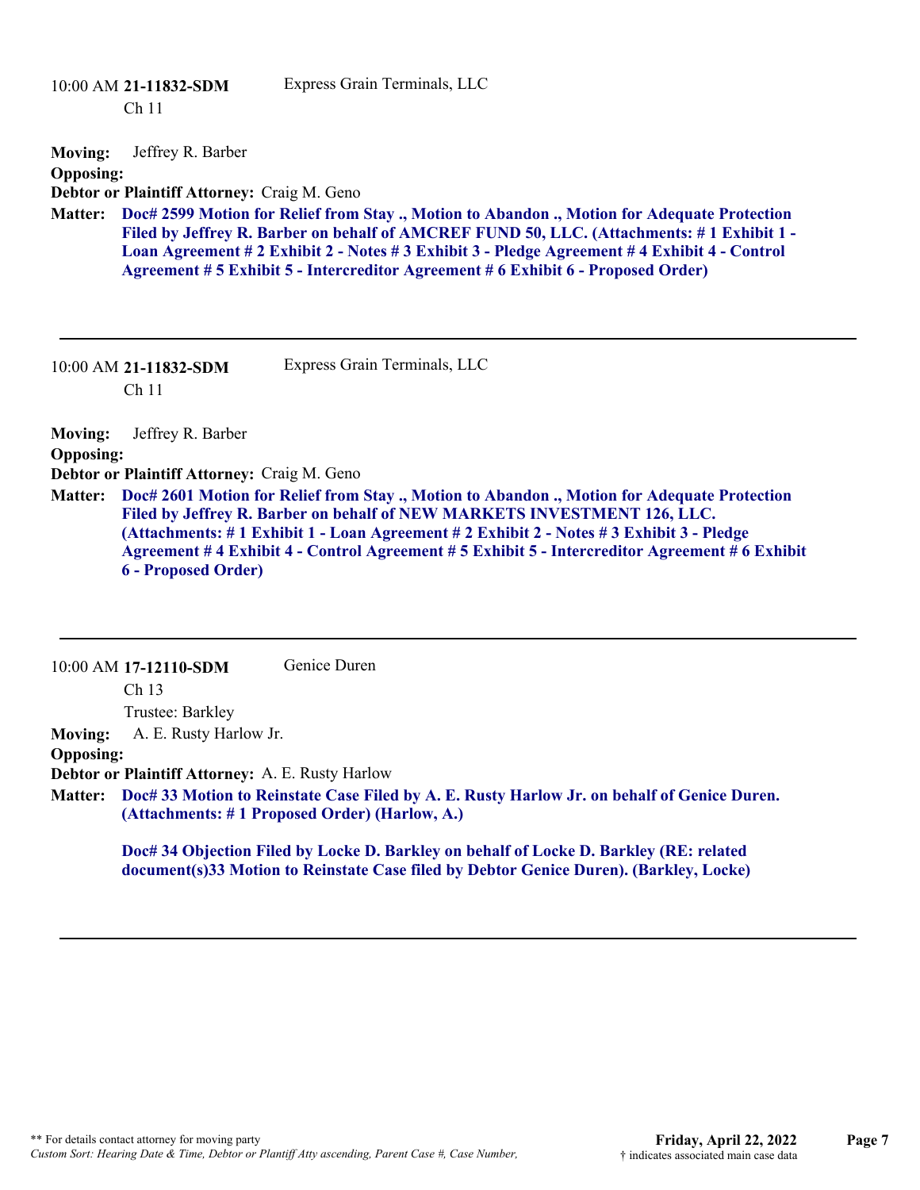10:00 AM **21-11832-SDM** Express Grain Terminals, LLC
Ch 11

**Moving:** Jeffrey R. Barber
**Opposing:**
**Debtor or Plaintiff Attorney:** Craig M. Geno
**Matter:** **Doc# 2599 Motion for Relief from Stay ., Motion to Abandon ., Motion for Adequate Protection Filed by Jeffrey R. Barber on behalf of AMCREF FUND 50, LLC. (Attachments: # 1 Exhibit 1 - Loan Agreement # 2 Exhibit 2 - Notes # 3 Exhibit 3 - Pledge Agreement # 4 Exhibit 4 - Control Agreement # 5 Exhibit 5 - Intercreditor Agreement # 6 Exhibit 6 - Proposed Order)**

---

10:00 AM **21-11832-SDM** Express Grain Terminals, LLC
Ch 11

**Moving:** Jeffrey R. Barber
**Opposing:**
**Debtor or Plaintiff Attorney:** Craig M. Geno
**Matter:** **Doc# 2601 Motion for Relief from Stay ., Motion to Abandon ., Motion for Adequate Protection Filed by Jeffrey R. Barber on behalf of NEW MARKETS INVESTMENT 126, LLC. (Attachments: # 1 Exhibit 1 - Loan Agreement # 2 Exhibit 2 - Notes # 3 Exhibit 3 - Pledge Agreement # 4 Exhibit 4 - Control Agreement # 5 Exhibit 5 - Intercreditor Agreement # 6 Exhibit 6 - Proposed Order)**

---

10:00 AM **17-12110-SDM** Genice Duren
Ch 13
Trustee: Barkley

**Moving:** A. E. Rusty Harlow Jr.
**Opposing:**
**Debtor or Plaintiff Attorney:** A. E. Rusty Harlow
**Matter:** **Doc# 33 Motion to Reinstate Case Filed by A. E. Rusty Harlow Jr. on behalf of Genice Duren. (Attachments: # 1 Proposed Order) (Harlow, A.)**

**Doc# 34 Objection Filed by Locke D. Barkley on behalf of Locke D. Barkley (RE: related document(s)33 Motion to Reinstate Case filed by Debtor Genice Duren). (Barkley, Locke)**

---

** For details contact attorney for moving party
*Custom Sort: Hearing Date & Time, Debtor or Plantiff Atty ascending, Parent Case #, Case Number,*

**Friday, April 22, 2022**
† indicates associated main case data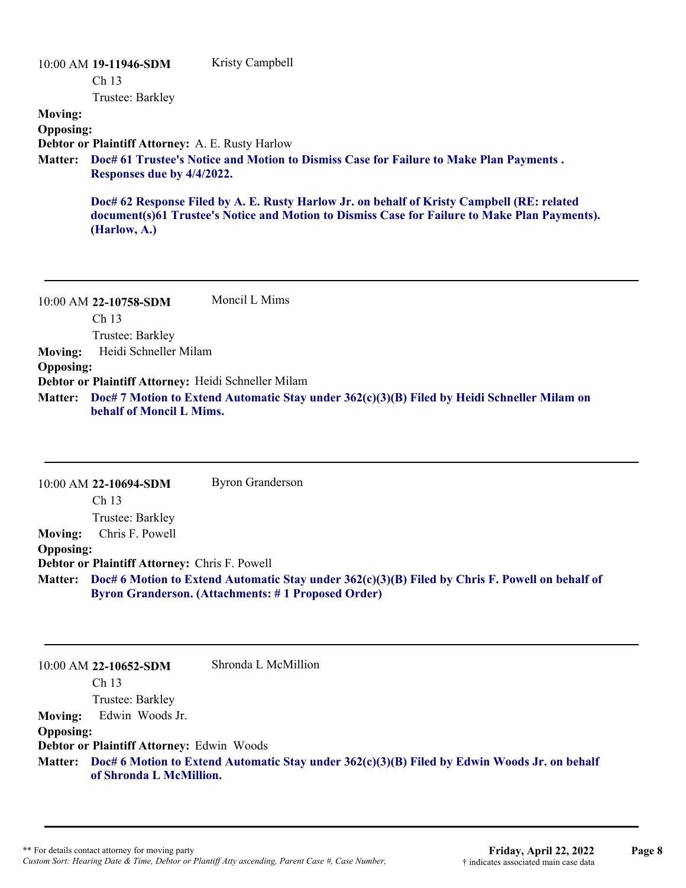10:00 AM **19-11946-SDM** Kristy Campbell

Ch 13

Trustee: Barkley

**Moving:**

**Opposing:**

**Debtor or Plaintiff Attorney:** A. E. Rusty Harlow

**Matter:** **Doc# 61 Trustee's Notice and Motion to Dismiss Case for Failure to Make Plan Payments . Responses due by 4/4/2022.**

**Doc# 62 Response Filed by A. E. Rusty Harlow Jr. on behalf of Kristy Campbell (RE: related document(s)61 Trustee's Notice and Motion to Dismiss Case for Failure to Make Plan Payments). (Harlow, A.)**

---

10:00 AM **22-10758-SDM** Moncil L Mims

Ch 13

Trustee: Barkley

**Moving:** Heidi Schneller Milam

**Opposing:**

**Debtor or Plaintiff Attorney:** Heidi Schneller Milam

**Matter:** **Doc# 7 Motion to Extend Automatic Stay under 362(c)(3)(B) Filed by Heidi Schneller Milam on behalf of Moncil L Mims.**

---

10:00 AM **22-10694-SDM** Byron Granderson

Ch 13

Trustee: Barkley

**Moving:** Chris F. Powell

**Opposing:**

**Debtor or Plaintiff Attorney:** Chris F. Powell

**Matter:** **Doc# 6 Motion to Extend Automatic Stay under 362(c)(3)(B) Filed by Chris F. Powell on behalf of Byron Granderson. (Attachments: # 1 Proposed Order)**

---

10:00 AM **22-10652-SDM** Shronda L McMillion

Ch 13

Trustee: Barkley

**Moving:** Edwin Woods Jr.

**Opposing:**

**Debtor or Plaintiff Attorney:** Edwin Woods

**Matter:** **Doc# 6 Motion to Extend Automatic Stay under 362(c)(3)(B) Filed by Edwin Woods Jr. on behalf of Shronda L McMillion.**

---

** For details contact attorney for moving party

*Custom Sort: Hearing Date & Time, Debtor or Plantiff Atty ascending, Parent Case #, Case Number,*

**Friday, April 22, 2022**

† indicates associated main case data